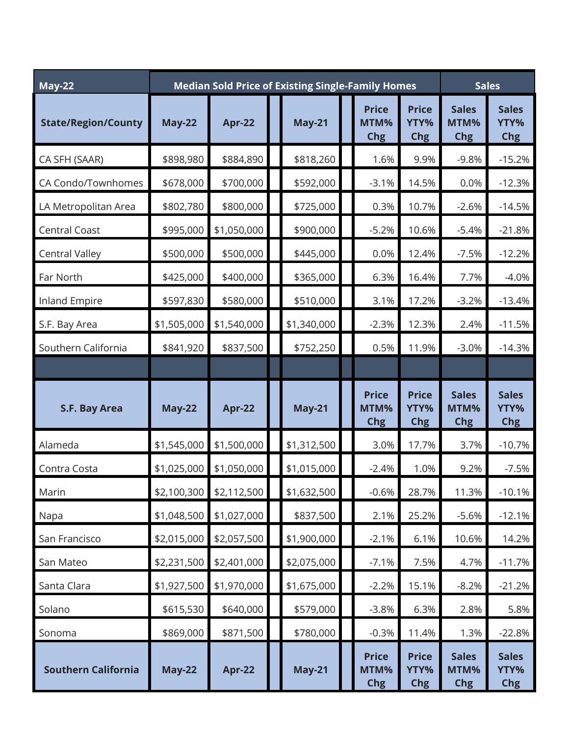| May-22 | Median Sold Price of Existing Single-Family Homes | | | | | Sales | |
|---|---|---|---|---|---|---|---|
| State/Region/County | May-22 | Apr-22 | May-21 | Price MTM% Chg | Price YTY% Chg | Sales MTM% Chg | Sales YTY% Chg |
| CA SFH (SAAR) | $898,980 | $884,890 | $818,260 | 1.6% | 9.9% | -9.8% | -15.2% |
| CA Condo/Townhomes | $678,000 | $700,000 | $592,000 | -3.1% | 14.5% | 0.0% | -12.3% |
| LA Metropolitan Area | $802,780 | $800,000 | $725,000 | 0.3% | 10.7% | -2.6% | -14.5% |
| Central Coast | $995,000 | $1,050,000 | $900,000 | -5.2% | 10.6% | -5.4% | -21.8% |
| Central Valley | $500,000 | $500,000 | $445,000 | 0.0% | 12.4% | -7.5% | -12.2% |
| Far North | $425,000 | $400,000 | $365,000 | 6.3% | 16.4% | 7.7% | -4.0% |
| Inland Empire | $597,830 | $580,000 | $510,000 | 3.1% | 17.2% | -3.2% | -13.4% |
| S.F. Bay Area | $1,505,000 | $1,540,000 | $1,340,000 | -2.3% | 12.3% | 2.4% | -11.5% |
| Southern California | $841,920 | $837,500 | $752,250 | 0.5% | 11.9% | -3.0% | -14.3% |
| | | | | | | | |
| **S.F. Bay Area** | **May-22** | **Apr-22** | **May-21** | **Price MTM% Chg** | **Price YTY% Chg** | **Sales MTM% Chg** | **Sales YTY% Chg** |
| Alameda | $1,545,000 | $1,500,000 | $1,312,500 | 3.0% | 17.7% | 3.7% | -10.7% |
| Contra Costa | $1,025,000 | $1,050,000 | $1,015,000 | -2.4% | 1.0% | 9.2% | -7.5% |
| Marin | $2,100,300 | $2,112,500 | $1,632,500 | -0.6% | 28.7% | 11.3% | -10.1% |
| Napa | $1,048,500 | $1,027,000 | $837,500 | 2.1% | 25.2% | -5.6% | -12.1% |
| San Francisco | $2,015,000 | $2,057,500 | $1,900,000 | -2.1% | 6.1% | 10.6% | 14.2% |
| San Mateo | $2,231,500 | $2,401,000 | $2,075,000 | -7.1% | 7.5% | 4.7% | -11.7% |
| Santa Clara | $1,927,500 | $1,970,000 | $1,675,000 | -2.2% | 15.1% | -8.2% | -21.2% |
| Solano | $615,530 | $640,000 | $579,000 | -3.8% | 6.3% | 2.8% | 5.8% |
| Sonoma | $869,000 | $871,500 | $780,000 | -0.3% | 11.4% | 1.3% | -22.8% |
| **Southern California** | **May-22** | **Apr-22** | **May-21** | **Price MTM% Chg** | **Price YTY% Chg** | **Sales MTM% Chg** | **Sales YTY% Chg** |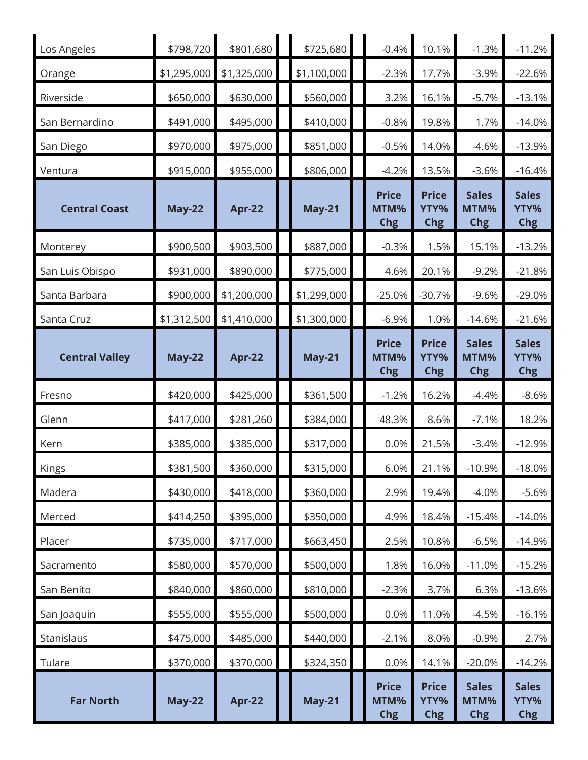| | | | | | | | | | |
|---|---|---|---|---|---|---|---|---|---|
| Los Angeles | $798,720 | $801,680 | | $725,680 | | -0.4% | 10.1% | -1.3% | -11.2% |
| Orange | $1,295,000 | $1,325,000 | | $1,100,000 | | -2.3% | 17.7% | -3.9% | -22.6% |
| Riverside | $650,000 | $630,000 | | $560,000 | | 3.2% | 16.1% | -5.7% | -13.1% |
| San Bernardino | $491,000 | $495,000 | | $410,000 | | -0.8% | 19.8% | 1.7% | -14.0% |
| San Diego | $970,000 | $975,000 | | $851,000 | | -0.5% | 14.0% | -4.6% | -13.9% |
| Ventura | $915,000 | $955,000 | | $806,000 | | -4.2% | 13.5% | -3.6% | -16.4% |
| **Central Coast** | **May-22** | **Apr-22** | | **May-21** | | **Price MTM% Chg** | **Price YTY% Chg** | **Sales MTM% Chg** | **Sales YTY% Chg** |
| Monterey | $900,500 | $903,500 | | $887,000 | | -0.3% | 1.5% | 15.1% | -13.2% |
| San Luis Obispo | $931,000 | $890,000 | | $775,000 | | 4.6% | 20.1% | -9.2% | -21.8% |
| Santa Barbara | $900,000 | $1,200,000 | | $1,299,000 | | -25.0% | -30.7% | -9.6% | -29.0% |
| Santa Cruz | $1,312,500 | $1,410,000 | | $1,300,000 | | -6.9% | 1.0% | -14.6% | -21.6% |
| **Central Valley** | **May-22** | **Apr-22** | | **May-21** | | **Price MTM% Chg** | **Price YTY% Chg** | **Sales MTM% Chg** | **Sales YTY% Chg** |
| Fresno | $420,000 | $425,000 | | $361,500 | | -1.2% | 16.2% | -4.4% | -8.6% |
| Glenn | $417,000 | $281,260 | | $384,000 | | 48.3% | 8.6% | -7.1% | 18.2% |
| Kern | $385,000 | $385,000 | | $317,000 | | 0.0% | 21.5% | -3.4% | -12.9% |
| Kings | $381,500 | $360,000 | | $315,000 | | 6.0% | 21.1% | -10.9% | -18.0% |
| Madera | $430,000 | $418,000 | | $360,000 | | 2.9% | 19.4% | -4.0% | -5.6% |
| Merced | $414,250 | $395,000 | | $350,000 | | 4.9% | 18.4% | -15.4% | -14.0% |
| Placer | $735,000 | $717,000 | | $663,450 | | 2.5% | 10.8% | -6.5% | -14.9% |
| Sacramento | $580,000 | $570,000 | | $500,000 | | 1.8% | 16.0% | -11.0% | -15.2% |
| San Benito | $840,000 | $860,000 | | $810,000 | | -2.3% | 3.7% | 6.3% | -13.6% |
| San Joaquin | $555,000 | $555,000 | | $500,000 | | 0.0% | 11.0% | -4.5% | -16.1% |
| Stanislaus | $475,000 | $485,000 | | $440,000 | | -2.1% | 8.0% | -0.9% | 2.7% |
| Tulare | $370,000 | $370,000 | | $324,350 | | 0.0% | 14.1% | -20.0% | -14.2% |
| **Far North** | **May-22** | **Apr-22** | | **May-21** | | **Price MTM% Chg** | **Price YTY% Chg** | **Sales MTM% Chg** | **Sales YTY% Chg** |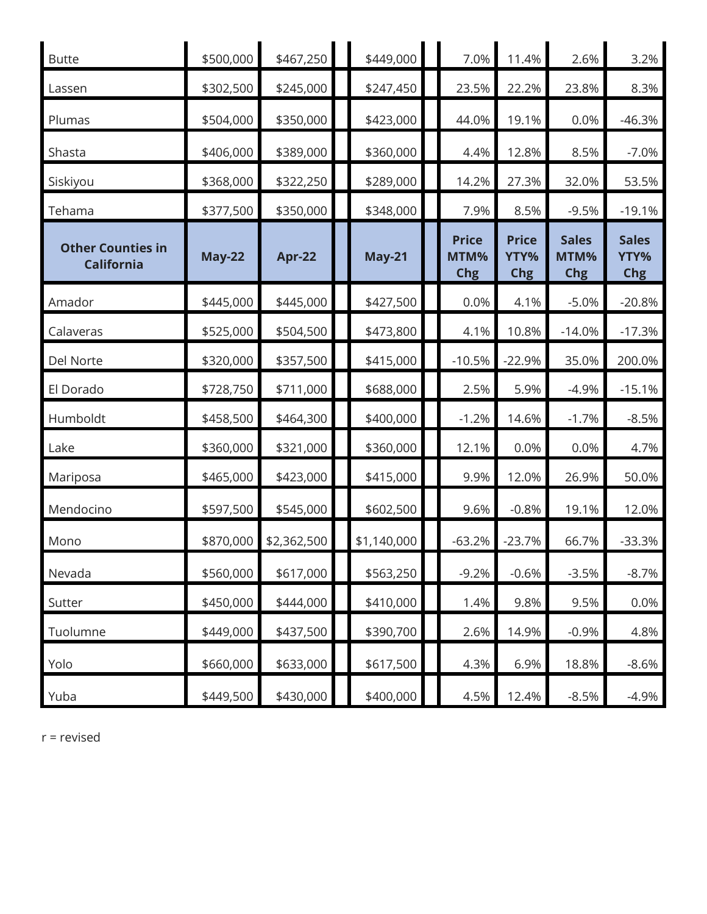| | | | | | | | |
|---|---|---|---|---|---|---|---|
| Butte | $500,000 | $467,250 | $449,000 | 7.0% | 11.4% | 2.6% | 3.2% |
| Lassen | $302,500 | $245,000 | $247,450 | 23.5% | 22.2% | 23.8% | 8.3% |
| Plumas | $504,000 | $350,000 | $423,000 | 44.0% | 19.1% | 0.0% | -46.3% |
| Shasta | $406,000 | $389,000 | $360,000 | 4.4% | 12.8% | 8.5% | -7.0% |
| Siskiyou | $368,000 | $322,250 | $289,000 | 14.2% | 27.3% | 32.0% | 53.5% |
| Tehama | $377,500 | $350,000 | $348,000 | 7.9% | 8.5% | -9.5% | -19.1% |

| Other Counties in California | May-22 | Apr-22 | May-21 | Price MTM% Chg | Price YTY% Chg | Sales MTM% Chg | Sales YTY% Chg |
|---|---|---|---|---|---|---|---|
| Amador | $445,000 | $445,000 | $427,500 | 0.0% | 4.1% | -5.0% | -20.8% |
| Calaveras | $525,000 | $504,500 | $473,800 | 4.1% | 10.8% | -14.0% | -17.3% |
| Del Norte | $320,000 | $357,500 | $415,000 | -10.5% | -22.9% | 35.0% | 200.0% |
| El Dorado | $728,750 | $711,000 | $688,000 | 2.5% | 5.9% | -4.9% | -15.1% |
| Humboldt | $458,500 | $464,300 | $400,000 | -1.2% | 14.6% | -1.7% | -8.5% |
| Lake | $360,000 | $321,000 | $360,000 | 12.1% | 0.0% | 0.0% | 4.7% |
| Mariposa | $465,000 | $423,000 | $415,000 | 9.9% | 12.0% | 26.9% | 50.0% |
| Mendocino | $597,500 | $545,000 | $602,500 | 9.6% | -0.8% | 19.1% | 12.0% |
| Mono | $870,000 | $2,362,500 | $1,140,000 | -63.2% | -23.7% | 66.7% | -33.3% |
| Nevada | $560,000 | $617,000 | $563,250 | -9.2% | -0.6% | -3.5% | -8.7% |
| Sutter | $450,000 | $444,000 | $410,000 | 1.4% | 9.8% | 9.5% | 0.0% |
| Tuolumne | $449,000 | $437,500 | $390,700 | 2.6% | 14.9% | -0.9% | 4.8% |
| Yolo | $660,000 | $633,000 | $617,500 | 4.3% | 6.9% | 18.8% | -8.6% |
| Yuba | $449,500 | $430,000 | $400,000 | 4.5% | 12.4% | -8.5% | -4.9% |

r = revised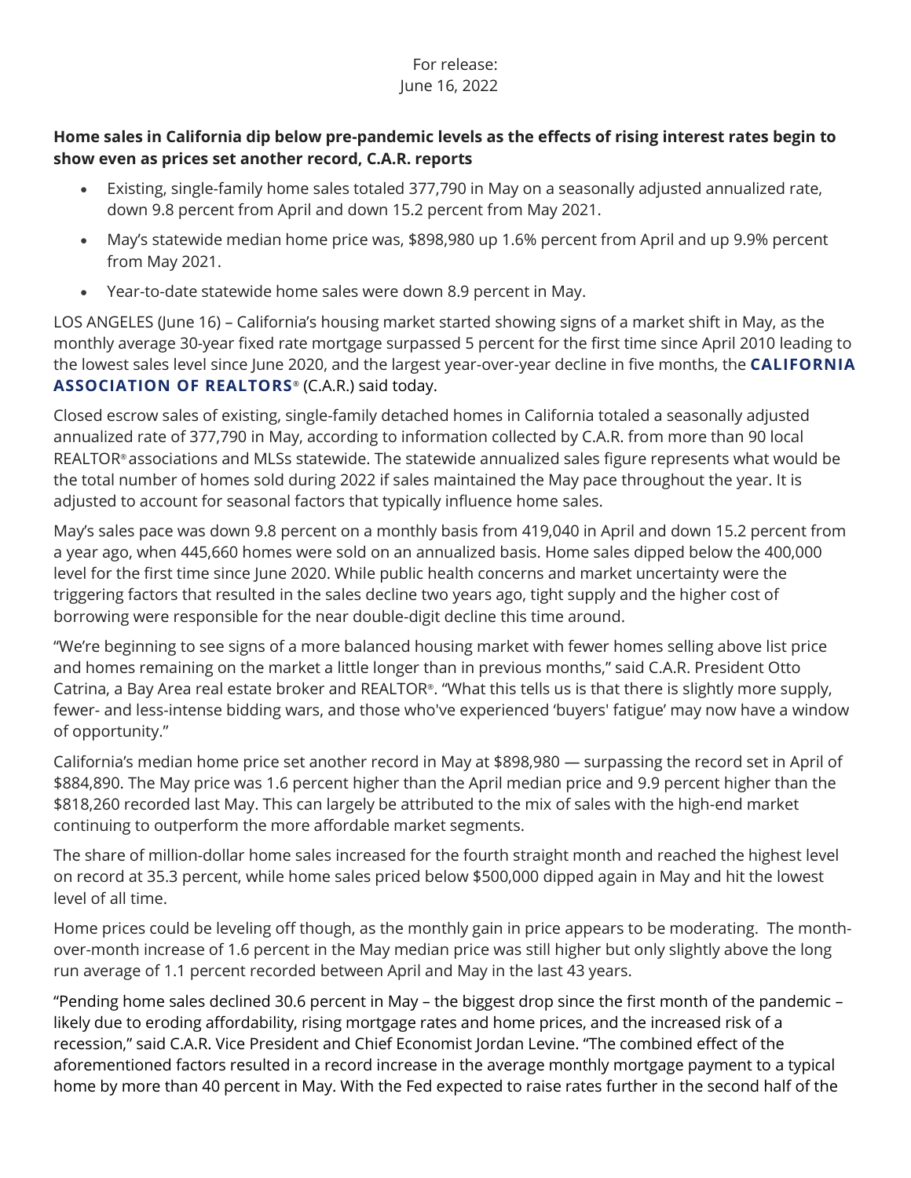For release:
June 16, 2022

**Home sales in California dip below pre-pandemic levels as the effects of rising interest rates begin to show even as prices set another record, C.A.R. reports**

- Existing, single-family home sales totaled 377,790 in May on a seasonally adjusted annualized rate, down 9.8 percent from April and down 15.2 percent from May 2021.
- May's statewide median home price was, $898,980 up 1.6% percent from April and up 9.9% percent from May 2021.
- Year-to-date statewide home sales were down 8.9 percent in May.

LOS ANGELES (June 16) – California's housing market started showing signs of a market shift in May, as the monthly average 30-year fixed rate mortgage surpassed 5 percent for the first time since April 2010 leading to the lowest sales level since June 2020, and the largest year-over-year decline in five months, the **CALIFORNIA ASSOCIATION OF REALTORS®** (C.A.R.) said today.

Closed escrow sales of existing, single-family detached homes in California totaled a seasonally adjusted annualized rate of 377,790 in May, according to information collected by C.A.R. from more than 90 local REALTOR® associations and MLSs statewide. The statewide annualized sales figure represents what would be the total number of homes sold during 2022 if sales maintained the May pace throughout the year. It is adjusted to account for seasonal factors that typically influence home sales.

May's sales pace was down 9.8 percent on a monthly basis from 419,040 in April and down 15.2 percent from a year ago, when 445,660 homes were sold on an annualized basis. Home sales dipped below the 400,000 level for the first time since June 2020. While public health concerns and market uncertainty were the triggering factors that resulted in the sales decline two years ago, tight supply and the higher cost of borrowing were responsible for the near double-digit decline this time around.

"We're beginning to see signs of a more balanced housing market with fewer homes selling above list price and homes remaining on the market a little longer than in previous months," said C.A.R. President Otto Catrina, a Bay Area real estate broker and REALTOR®. "What this tells us is that there is slightly more supply, fewer- and less-intense bidding wars, and those who've experienced 'buyers' fatigue' may now have a window of opportunity."

California's median home price set another record in May at $898,980 — surpassing the record set in April of $884,890. The May price was 1.6 percent higher than the April median price and 9.9 percent higher than the $818,260 recorded last May. This can largely be attributed to the mix of sales with the high-end market continuing to outperform the more affordable market segments.

The share of million-dollar home sales increased for the fourth straight month and reached the highest level on record at 35.3 percent, while home sales priced below $500,000 dipped again in May and hit the lowest level of all time.

Home prices could be leveling off though, as the monthly gain in price appears to be moderating. The month-over-month increase of 1.6 percent in the May median price was still higher but only slightly above the long run average of 1.1 percent recorded between April and May in the last 43 years.

"Pending home sales declined 30.6 percent in May – the biggest drop since the first month of the pandemic – likely due to eroding affordability, rising mortgage rates and home prices, and the increased risk of a recession," said C.A.R. Vice President and Chief Economist Jordan Levine. "The combined effect of the aforementioned factors resulted in a record increase in the average monthly mortgage payment to a typical home by more than 40 percent in May. With the Fed expected to raise rates further in the second half of the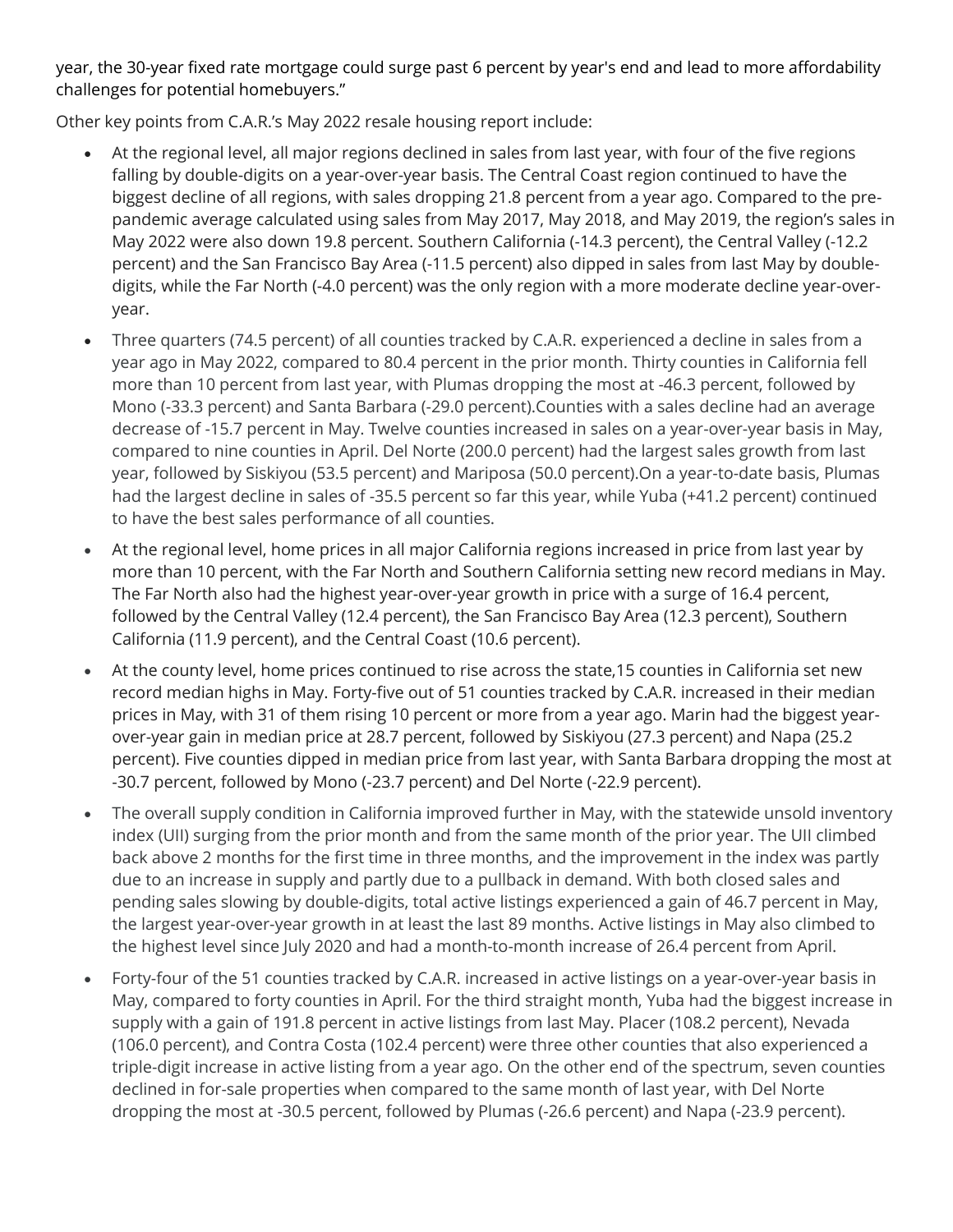year, the 30-year fixed rate mortgage could surge past 6 percent by year's end and lead to more affordability challenges for potential homebuyers."

Other key points from C.A.R.'s May 2022 resale housing report include:

- At the regional level, all major regions declined in sales from last year, with four of the five regions falling by double-digits on a year-over-year basis. The Central Coast region continued to have the biggest decline of all regions, with sales dropping 21.8 percent from a year ago. Compared to the pre-pandemic average calculated using sales from May 2017, May 2018, and May 2019, the region's sales in May 2022 were also down 19.8 percent. Southern California (-14.3 percent), the Central Valley (-12.2 percent) and the San Francisco Bay Area (-11.5 percent) also dipped in sales from last May by double-digits, while the Far North (-4.0 percent) was the only region with a more moderate decline year-over-year.
- Three quarters (74.5 percent) of all counties tracked by C.A.R. experienced a decline in sales from a year ago in May 2022, compared to 80.4 percent in the prior month. Thirty counties in California fell more than 10 percent from last year, with Plumas dropping the most at -46.3 percent, followed by Mono (-33.3 percent) and Santa Barbara (-29.0 percent).Counties with a sales decline had an average decrease of -15.7 percent in May. Twelve counties increased in sales on a year-over-year basis in May, compared to nine counties in April. Del Norte (200.0 percent) had the largest sales growth from last year, followed by Siskiyou (53.5 percent) and Mariposa (50.0 percent).On a year-to-date basis, Plumas had the largest decline in sales of -35.5 percent so far this year, while Yuba (+41.2 percent) continued to have the best sales performance of all counties.
- At the regional level, home prices in all major California regions increased in price from last year by more than 10 percent, with the Far North and Southern California setting new record medians in May. The Far North also had the highest year-over-year growth in price with a surge of 16.4 percent, followed by the Central Valley (12.4 percent), the San Francisco Bay Area (12.3 percent), Southern California (11.9 percent), and the Central Coast (10.6 percent).
- At the county level, home prices continued to rise across the state,15 counties in California set new record median highs in May. Forty-five out of 51 counties tracked by C.A.R. increased in their median prices in May, with 31 of them rising 10 percent or more from a year ago. Marin had the biggest year-over-year gain in median price at 28.7 percent, followed by Siskiyou (27.3 percent) and Napa (25.2 percent). Five counties dipped in median price from last year, with Santa Barbara dropping the most at -30.7 percent, followed by Mono (-23.7 percent) and Del Norte (-22.9 percent).
- The overall supply condition in California improved further in May, with the statewide unsold inventory index (UII) surging from the prior month and from the same month of the prior year. The UII climbed back above 2 months for the first time in three months, and the improvement in the index was partly due to an increase in supply and partly due to a pullback in demand. With both closed sales and pending sales slowing by double-digits, total active listings experienced a gain of 46.7 percent in May, the largest year-over-year growth in at least the last 89 months. Active listings in May also climbed to the highest level since July 2020 and had a month-to-month increase of 26.4 percent from April.
- Forty-four of the 51 counties tracked by C.A.R. increased in active listings on a year-over-year basis in May, compared to forty counties in April. For the third straight month, Yuba had the biggest increase in supply with a gain of 191.8 percent in active listings from last May. Placer (108.2 percent), Nevada (106.0 percent), and Contra Costa (102.4 percent) were three other counties that also experienced a triple-digit increase in active listing from a year ago. On the other end of the spectrum, seven counties declined in for-sale properties when compared to the same month of last year, with Del Norte dropping the most at -30.5 percent, followed by Plumas (-26.6 percent) and Napa (-23.9 percent).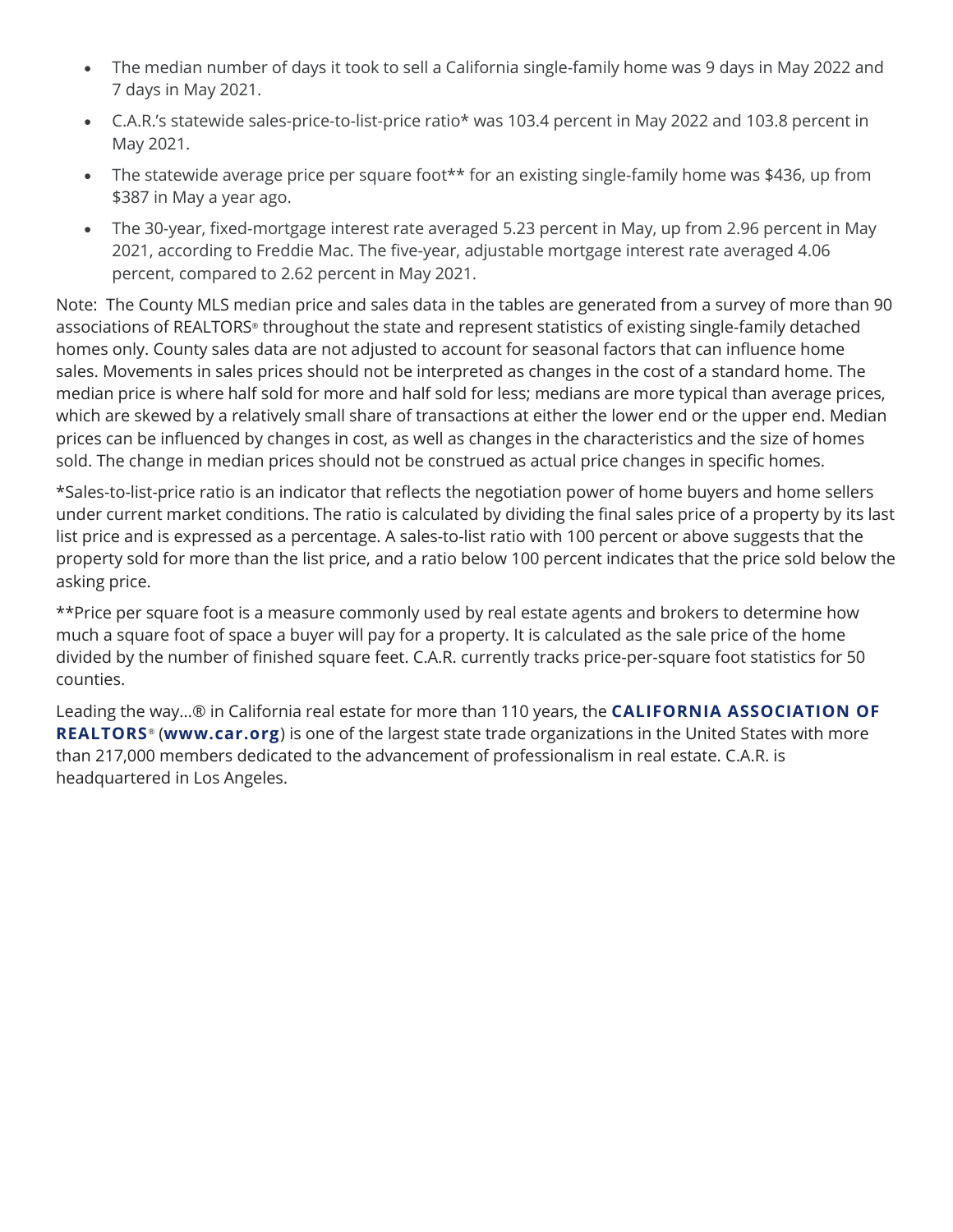- The median number of days it took to sell a California single-family home was 9 days in May 2022 and 7 days in May 2021.
- C.A.R.'s statewide sales-price-to-list-price ratio* was 103.4 percent in May 2022 and 103.8 percent in May 2021.
- The statewide average price per square foot** for an existing single-family home was $436, up from $387 in May a year ago.
- The 30-year, fixed-mortgage interest rate averaged 5.23 percent in May, up from 2.96 percent in May 2021, according to Freddie Mac. The five-year, adjustable mortgage interest rate averaged 4.06 percent, compared to 2.62 percent in May 2021.

Note: The County MLS median price and sales data in the tables are generated from a survey of more than 90 associations of REALTORS® throughout the state and represent statistics of existing single-family detached homes only. County sales data are not adjusted to account for seasonal factors that can influence home sales. Movements in sales prices should not be interpreted as changes in the cost of a standard home. The median price is where half sold for more and half sold for less; medians are more typical than average prices, which are skewed by a relatively small share of transactions at either the lower end or the upper end. Median prices can be influenced by changes in cost, as well as changes in the characteristics and the size of homes sold. The change in median prices should not be construed as actual price changes in specific homes.

*Sales-to-list-price ratio is an indicator that reflects the negotiation power of home buyers and home sellers under current market conditions. The ratio is calculated by dividing the final sales price of a property by its last list price and is expressed as a percentage. A sales-to-list ratio with 100 percent or above suggests that the property sold for more than the list price, and a ratio below 100 percent indicates that the price sold below the asking price.

**Price per square foot is a measure commonly used by real estate agents and brokers to determine how much a square foot of space a buyer will pay for a property. It is calculated as the sale price of the home divided by the number of finished square feet. C.A.R. currently tracks price-per-square foot statistics for 50 counties.

Leading the way...® in California real estate for more than 110 years, the **CALIFORNIA ASSOCIATION OF REALTORS®** (**www.car.org**) is one of the largest state trade organizations in the United States with more than 217,000 members dedicated to the advancement of professionalism in real estate. C.A.R. is headquartered in Los Angeles.